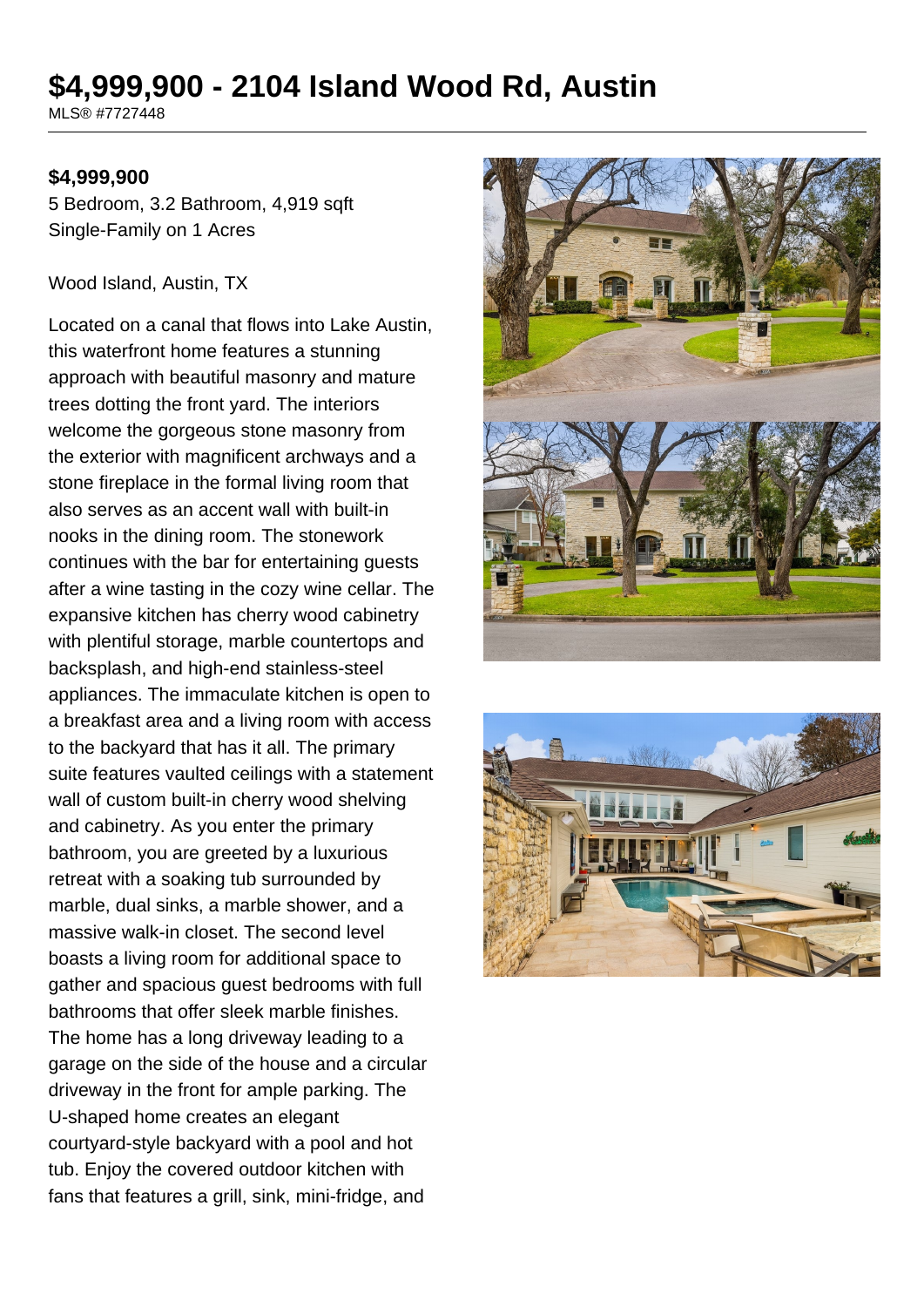# $4,999,900 - 2104 Island Wood Rd, Austin

MLS® #7727448

**$4,999,900**

5 Bedroom, 3.2 Bathroom, 4,919 sqft
Single-Family on 1 Acres

Wood Island, Austin, TX

Located on a canal that flows into Lake Austin, this waterfront home features a stunning approach with beautiful masonry and mature trees dotting the front yard. The interiors welcome the gorgeous stone masonry from the exterior with magnificent archways and a stone fireplace in the formal living room that also serves as an accent wall with built-in nooks in the dining room. The stonework continues with the bar for entertaining guests after a wine tasting in the cozy wine cellar. The expansive kitchen has cherry wood cabinetry with plentiful storage, marble countertops and backsplash, and high-end stainless-steel appliances. The immaculate kitchen is open to a breakfast area and a living room with access to the backyard that has it all. The primary suite features vaulted ceilings with a statement wall of custom built-in cherry wood shelving and cabinetry. As you enter the primary bathroom, you are greeted by a luxurious retreat with a soaking tub surrounded by marble, dual sinks, a marble shower, and a massive walk-in closet. The second level boasts a living room for additional space to gather and spacious guest bedrooms with full bathrooms that offer sleek marble finishes. The home has a long driveway leading to a garage on the side of the house and a circular driveway in the front for ample parking. The U-shaped home creates an elegant courtyard-style backyard with a pool and hot tub. Enjoy the covered outdoor kitchen with fans that features a grill, sink, mini-fridge, and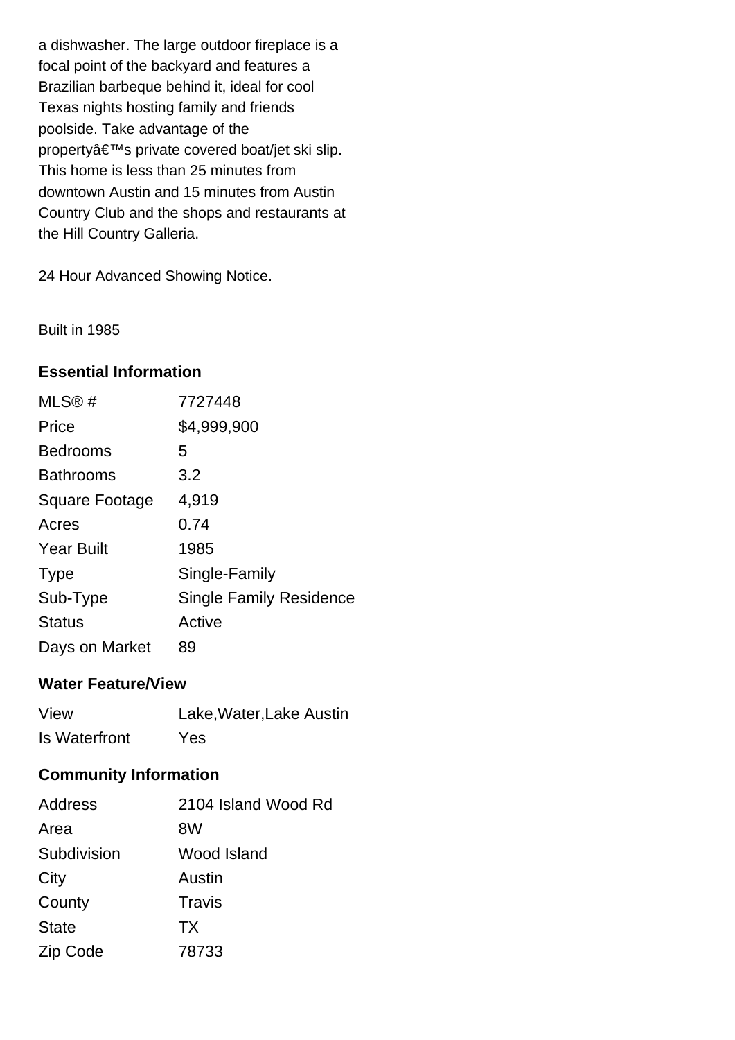a dishwasher. The large outdoor fireplace is a focal point of the backyard and features a Brazilian barbeque behind it, ideal for cool Texas nights hosting family and friends poolside. Take advantage of the propertyâ€™s private covered boat/jet ski slip. This home is less than 25 minutes from downtown Austin and 15 minutes from Austin Country Club and the shops and restaurants at the Hill Country Galleria.

24 Hour Advanced Showing Notice.

Built in 1985

## Essential Information

| | |
|---|---|
| MLS® # | 7727448 |
| Price | $4,999,900 |
| Bedrooms | 5 |
| Bathrooms | 3.2 |
| Square Footage | 4,919 |
| Acres | 0.74 |
| Year Built | 1985 |
| Type | Single-Family |
| Sub-Type | Single Family Residence |
| Status | Active |
| Days on Market | 89 |

## Water Feature/View

| | |
|---|---|
| View | Lake,Water,Lake Austin |
| Is Waterfront | Yes |

## Community Information

| | |
|---|---|
| Address | 2104 Island Wood Rd |
| Area | 8W |
| Subdivision | Wood Island |
| City | Austin |
| County | Travis |
| State | TX |
| Zip Code | 78733 |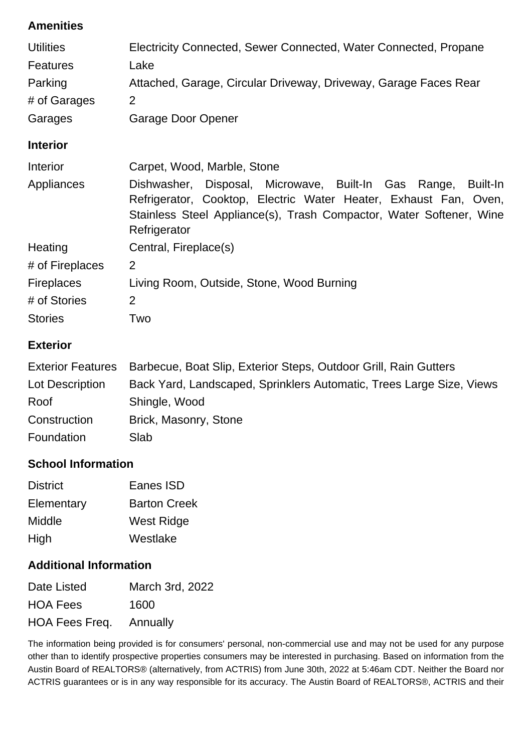## Amenities

| | |
|---|---|
| Utilities | Electricity Connected, Sewer Connected, Water Connected, Propane |
| Features | Lake |
| Parking | Attached, Garage, Circular Driveway, Driveway, Garage Faces Rear |
| # of Garages | 2 |
| Garages | Garage Door Opener |

## Interior

| | |
|---|---|
| Interior | Carpet, Wood, Marble, Stone |
| Appliances | Dishwasher, Disposal, Microwave, Built-In Gas Range, Built-In Refrigerator, Cooktop, Electric Water Heater, Exhaust Fan, Oven, Stainless Steel Appliance(s), Trash Compactor, Water Softener, Wine Refrigerator |
| Heating | Central, Fireplace(s) |
| # of Fireplaces | 2 |
| Fireplaces | Living Room, Outside, Stone, Wood Burning |
| # of Stories | 2 |
| Stories | Two |

## Exterior

| | |
|---|---|
| Exterior Features | Barbecue, Boat Slip, Exterior Steps, Outdoor Grill, Rain Gutters |
| Lot Description | Back Yard, Landscaped, Sprinklers Automatic, Trees Large Size, Views |
| Roof | Shingle, Wood |
| Construction | Brick, Masonry, Stone |
| Foundation | Slab |

## School Information

| | |
|---|---|
| District | Eanes ISD |
| Elementary | Barton Creek |
| Middle | West Ridge |
| High | Westlake |

## Additional Information

| | |
|---|---|
| Date Listed | March 3rd, 2022 |
| HOA Fees | 1600 |
| HOA Fees Freq. | Annually |

The information being provided is for consumers' personal, non-commercial use and may not be used for any purpose other than to identify prospective properties consumers may be interested in purchasing. Based on information from the Austin Board of REALTORS® (alternatively, from ACTRIS) from June 30th, 2022 at 5:46am CDT. Neither the Board nor ACTRIS guarantees or is in any way responsible for its accuracy. The Austin Board of REALTORS®, ACTRIS and their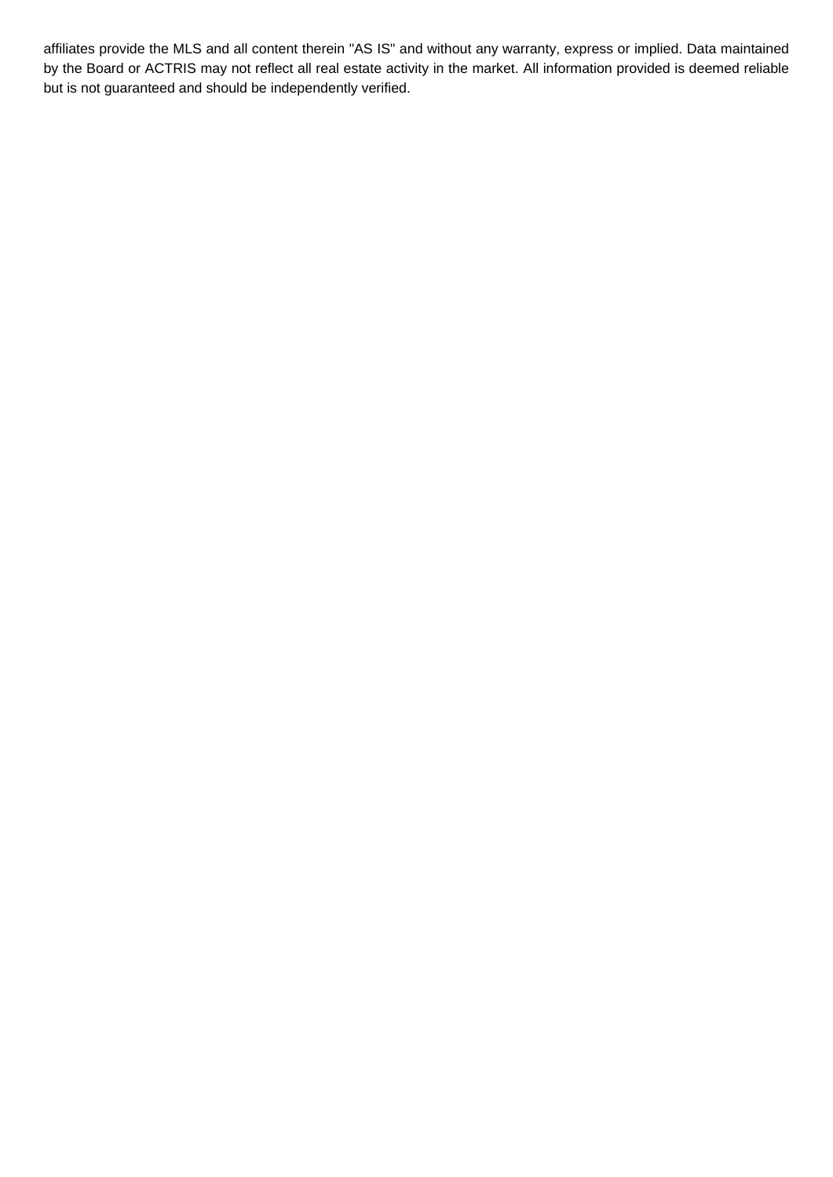affiliates provide the MLS and all content therein "AS IS" and without any warranty, express or implied. Data maintained by the Board or ACTRIS may not reflect all real estate activity in the market. All information provided is deemed reliable but is not guaranteed and should be independently verified.